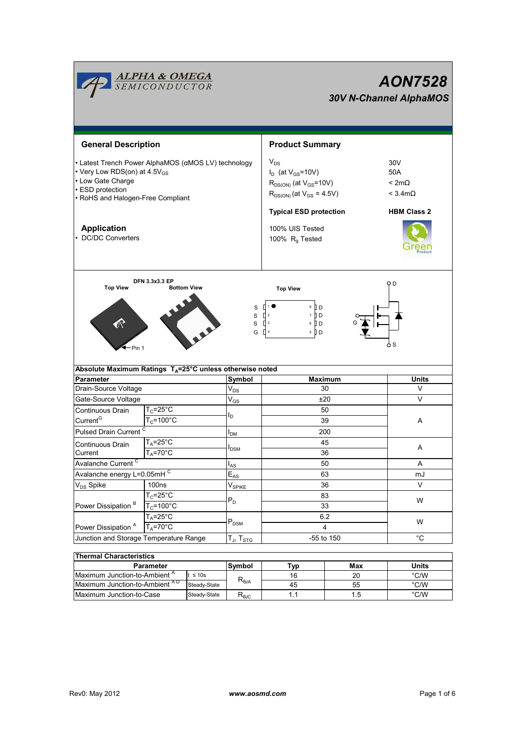# AON7528

## 30V N-Channel AlphaMOS

### General Description

- Latest Trench Power AlphaMOS (αMOS LV) technology
- Very Low RDS(on) at $4.5V_{GS}$
- Low Gate Charge
- ESD protection
- RoHS and Halogen-Free Compliant

### Application

- DC/DC Converters

### Product Summary

| | |
|---|---|
| $V_{DS}$ | 30V |
| $I_D$ (at $V_{GS}$=10V) | 50A |
| $R_{DS(ON)}$ (at $V_{GS}$=10V) | < 2mΩ |
| $R_{DS(ON)}$ (at $V_{GS}$ = 4.5V) | < 3.4mΩ |

**Typical ESD protection** **HBM Class 2**

100% UIS Tested
100% $R_g$ Tested

DFN 3.3x3.3 EP

Top View / Bottom View / Top View

Pin 1

S 1 / S 2 / S 3 / G 4 — 8 D / 7 D / 6 D / 5 D

D, G, S

**Absolute Maximum Ratings $T_A$=25°C unless otherwise noted**

| Parameter | | Symbol | Maximum | Units |
|---|---|---|---|---|
| Drain-Source Voltage | | $V_{DS}$ | 30 | V |
| Gate-Source Voltage | | $V_{GS}$ | ±20 | V |
| Continuous Drain Current[G] | $T_C$=25°C | $I_D$ | 50 | A |
| | $T_C$=100°C | | 39 | |
| Pulsed Drain Current [C] | | $I_{DM}$ | 200 | |
| Continuous Drain Current | $T_A$=25°C | $I_{DSM}$ | 45 | A |
| | $T_A$=70°C | | 36 | |
| Avalanche Current [C] | | $I_{AS}$ | 50 | A |
| Avalanche energy L=0.05mH [C] | | $E_{AS}$ | 63 | mJ |
| $V_{DS}$ Spike | 100ns | $V_{SPIKE}$ | 36 | V |
| Power Dissipation [B] | $T_C$=25°C | $P_D$ | 83 | W |
| | $T_C$=100°C | | 33 | |
| Power Dissipation [A] | $T_A$=25°C | $P_{DSM}$ | 6.2 | W |
| | $T_A$=70°C | | 4 | |
| Junction and Storage Temperature Range | | $T_J$, $T_{STG}$ | -55 to 150 | °C |

**Thermal Characteristics**

| Parameter | | Symbol | Typ | Max | Units |
|---|---|---|---|---|---|
| Maximum Junction-to-Ambient [A] | t ≤ 10s | $R_{\theta JA}$ | 16 | 20 | °C/W |
| Maximum Junction-to-Ambient [A D] | Steady-State | | 45 | 55 | °C/W |
| Maximum Junction-to-Case | Steady-State | $R_{\theta JC}$ | 1.1 | 1.5 | °C/W |

Rev0: May 2012 www.aosmd.com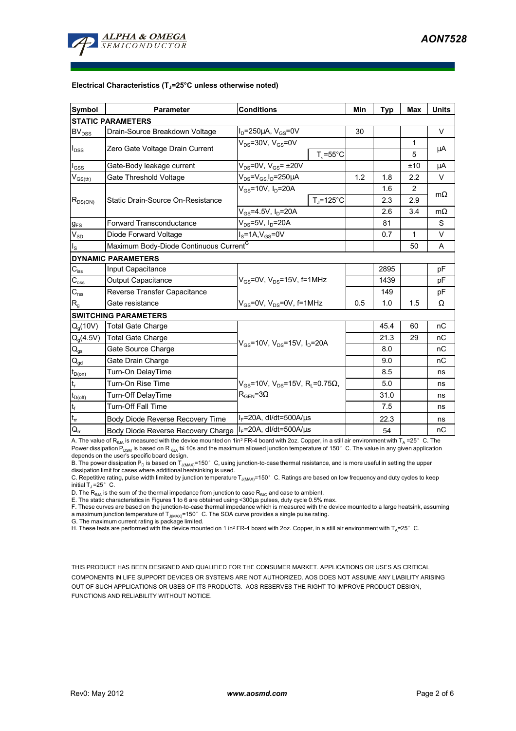**Electrical Characteristics ($T_J$=25°C unless otherwise noted)**

| Symbol | Parameter | Conditions | | Min | Typ | Max | Units |
|---|---|---|---|---|---|---|---|
| **STATIC PARAMETERS** | | | | | | | |
| $BV_{DSS}$ | Drain-Source Breakdown Voltage | $I_D$=250µA, $V_{GS}$=0V | | 30 | | | V |
| $I_{DSS}$ | Zero Gate Voltage Drain Current | $V_{DS}$=30V, $V_{GS}$=0V | | | | 1 | µA |
| | | | $T_J$=55°C | | | 5 | |
| $I_{GSS}$ | Gate-Body leakage current | $V_{DS}$=0V, $V_{GS}$= ±20V | | | | ±10 | µA |
| $V_{GS(th)}$ | Gate Threshold Voltage | $V_{DS}$=$V_{GS}$, $I_D$=250µA | | 1.2 | 1.8 | 2.2 | V |
| $R_{DS(ON)}$ | Static Drain-Source On-Resistance | $V_{GS}$=10V, $I_D$=20A | | | 1.6 | 2 | mΩ |
| | | | $T_J$=125°C | | 2.3 | 2.9 | |
| | | $V_{GS}$=4.5V, $I_D$=20A | | | 2.6 | 3.4 | mΩ |
| $g_{FS}$ | Forward Transconductance | $V_{DS}$=5V, $I_D$=20A | | | 81 | | S |
| $V_{SD}$ | Diode Forward Voltage | $I_S$=1A,$V_{GS}$=0V | | | 0.7 | 1 | V |
| $I_S$ | Maximum Body-Diode Continuous Current[G] | | | | | 50 | A |
| **DYNAMIC PARAMETERS** | | | | | | | |
| $C_{iss}$ | Input Capacitance | $V_{GS}$=0V, $V_{DS}$=15V, f=1MHz | | | 2895 | | pF |
| $C_{oss}$ | Output Capacitance | | | | 1439 | | pF |
| $C_{rss}$ | Reverse Transfer Capacitance | | | | 149 | | pF |
| $R_g$ | Gate resistance | $V_{GS}$=0V, $V_{DS}$=0V, f=1MHz | | 0.5 | 1.0 | 1.5 | Ω |
| **SWITCHING PARAMETERS** | | | | | | | |
| $Q_g$(10V) | Total Gate Charge | $V_{GS}$=10V, $V_{DS}$=15V, $I_D$=20A | | | 45.4 | 60 | nC |
| $Q_g$(4.5V) | Total Gate Charge | | | | 21.3 | 29 | nC |
| $Q_{gs}$ | Gate Source Charge | | | | 8.0 | | nC |
| $Q_{gd}$ | Gate Drain Charge | | | | 9.0 | | nC |
| $t_{D(on)}$ | Turn-On DelayTime | $V_{GS}$=10V, $V_{DS}$=15V, $R_L$=0.75Ω, $R_{GEN}$=3Ω | | | 8.5 | | ns |
| $t_r$ | Turn-On Rise Time | | | | 5.0 | | ns |
| $t_{D(off)}$ | Turn-Off DelayTime | | | | 31.0 | | ns |
| $t_f$ | Turn-Off Fall Time | | | | 7.5 | | ns |
| $t_{rr}$ | Body Diode Reverse Recovery Time | $I_F$=20A, dI/dt=500A/µs | | | 22.3 | | ns |
| $Q_{rr}$ | Body Diode Reverse Recovery Charge | $I_F$=20A, dI/dt=500A/µs | | | 54 | | nC |

A. The value of $R_{\theta JA}$ is measured with the device mounted on 1in² FR-4 board with 2oz. Copper, in a still air environment with $T_A$ =25°C. The Power dissipation $P_{DSM}$ is based on R $_{\theta JA}$ t≤ 10s and the maximum allowed junction temperature of 150°C. The value in any given application depends on the user's specific board design.

B. The power dissipation $P_D$ is based on $T_{J(MAX)}$=150°C, using junction-to-case thermal resistance, and is more useful in setting the upper dissipation limit for cases where additional heatsinking is used.

C. Repetitive rating, pulse width limited by junction temperature $T_{J(MAX)}$=150°C. Ratings are based on low frequency and duty cycles to keep initial $T_J$ =25°C.

D. The $R_{\theta JA}$ is the sum of the thermal impedance from junction to case $R_{\theta JC}$ and case to ambient.

E. The static characteristics in Figures 1 to 6 are obtained using <300µs pulses, duty cycle 0.5% max.

F. These curves are based on the junction-to-case thermal impedance which is measured with the device mounted to a large heatsink, assuming a maximum junction temperature of $T_{J(MAX)}$=150°C. The SOA curve provides a single pulse rating.

G. The maximum current rating is package limited.

H. These tests are performed with the device mounted on 1 in² FR-4 board with 2oz. Copper, in a still air environment with $T_A$=25°C.

THIS PRODUCT HAS BEEN DESIGNED AND QUALIFIED FOR THE CONSUMER MARKET. APPLICATIONS OR USES AS CRITICAL COMPONENTS IN LIFE SUPPORT DEVICES OR SYSTEMS ARE NOT AUTHORIZED. AOS DOES NOT ASSUME ANY LIABILITY ARISING OUT OF SUCH APPLICATIONS OR USES OF ITS PRODUCTS. AOS RESERVES THE RIGHT TO IMPROVE PRODUCT DESIGN, FUNCTIONS AND RELIABILITY WITHOUT NOTICE.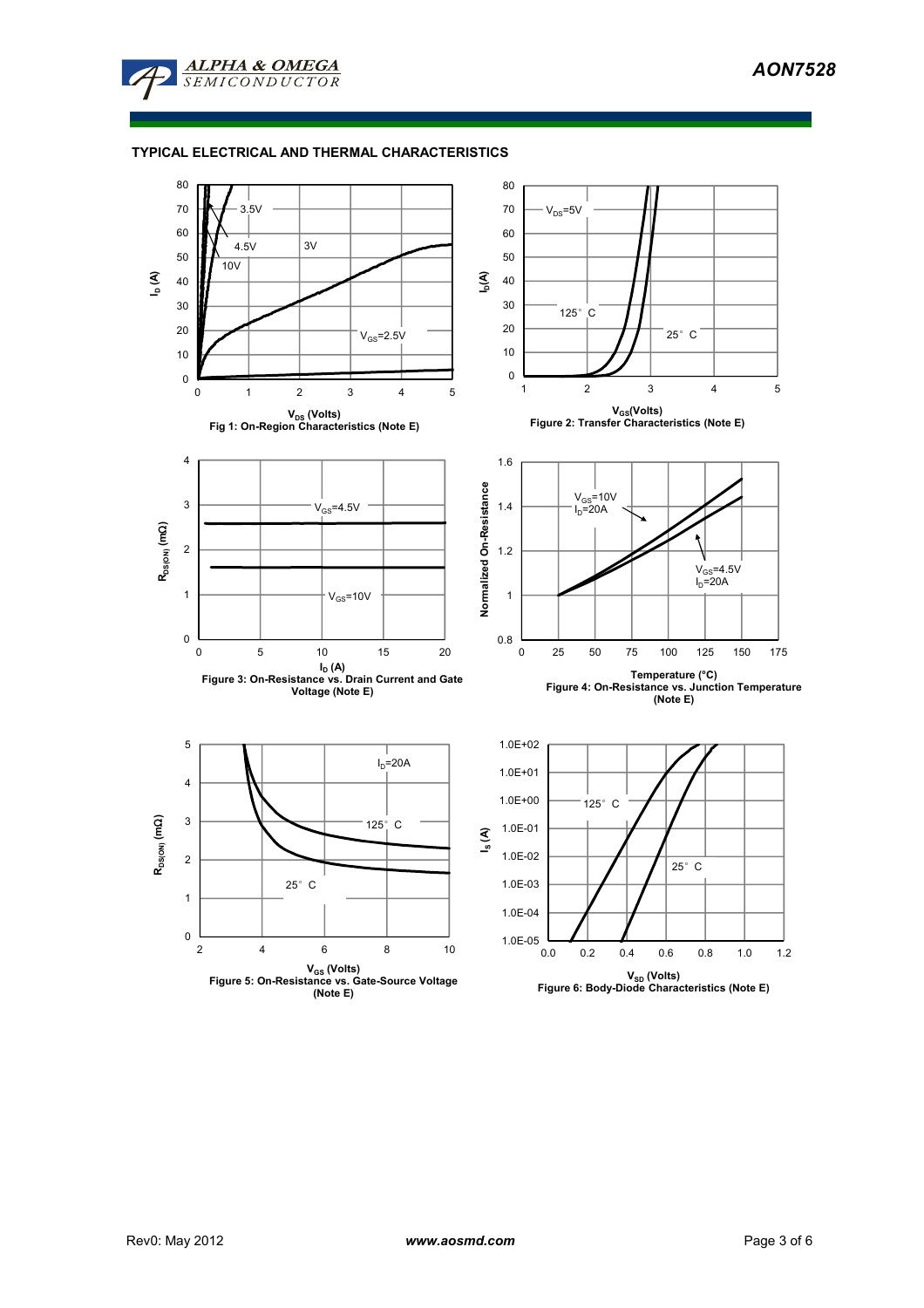## TYPICAL ELECTRICAL AND THERMAL CHARACTERISTICS

Fig 1: On-Region Characteristics (Note E)

Figure 2: Transfer Characteristics (Note E)

Figure 3: On-Resistance vs. Drain Current and Gate Voltage (Note E)

Figure 4: On-Resistance vs. Junction Temperature (Note E)

Figure 5: On-Resistance vs. Gate-Source Voltage (Note E)

Figure 6: Body-Diode Characteristics (Note E)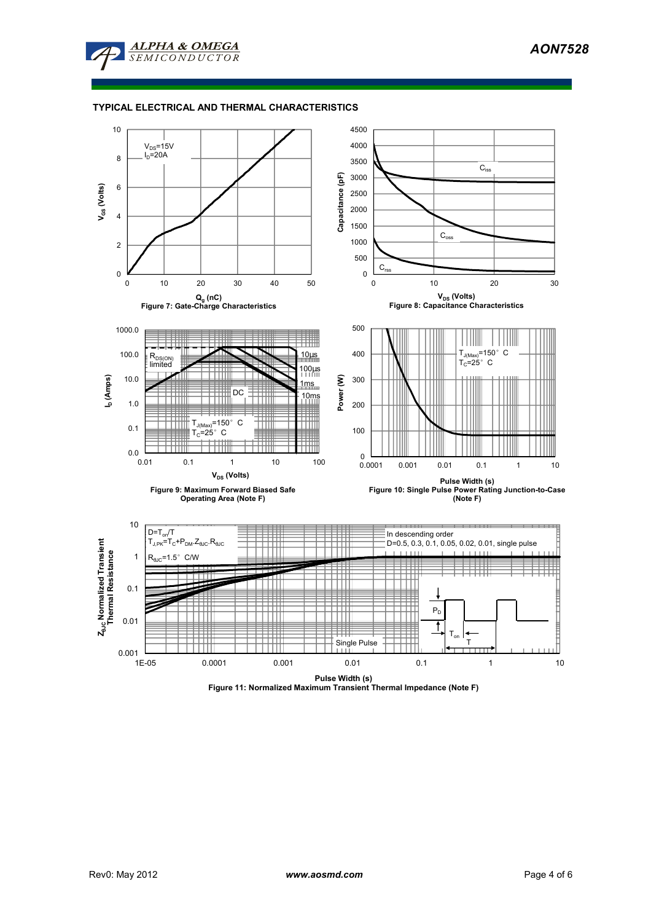## TYPICAL ELECTRICAL AND THERMAL CHARACTERISTICS

$V_{DS}$=15V
$I_D$=20A

$V_{GS}$ (Volts)

$Q_g$ (nC)

**Figure 7: Gate-Charge Characteristics**

$C_{iss}$

$C_{oss}$

$C_{rss}$

Capacitance (pF)

$V_{DS}$ (Volts)

**Figure 8: Capacitance Characteristics**

$R_{DS(ON)}$ limited

10µs

100µs

1ms

10ms

DC

$T_{J(Max)}$=150° C
$T_C$=25° C

$I_D$ (Amps)

$V_{DS}$ (Volts)

**Figure 9: Maximum Forward Biased Safe Operating Area (Note F)**

$T_{J(Max)}$=150° C
$T_C$=25° C

Power (W)

Pulse Width (s)

**Figure 10: Single Pulse Power Rating Junction-to-Case (Note F)**

$D=T_{on}/T$
$T_{J,PK}=T_C+P_{DM}.Z_{\theta JC}.R_{\theta JC}$

$R_{\theta JC}$=1.5° C/W

In descending order
D=0.5, 0.3, 0.1, 0.05, 0.02, 0.01, single pulse

Single Pulse

$P_D$

$T_{on}$

T

$Z_{\theta JC}$ Normalized Transient Thermal Resistance

Pulse Width (s)

**Figure 11: Normalized Maximum Transient Thermal Impedance (Note F)**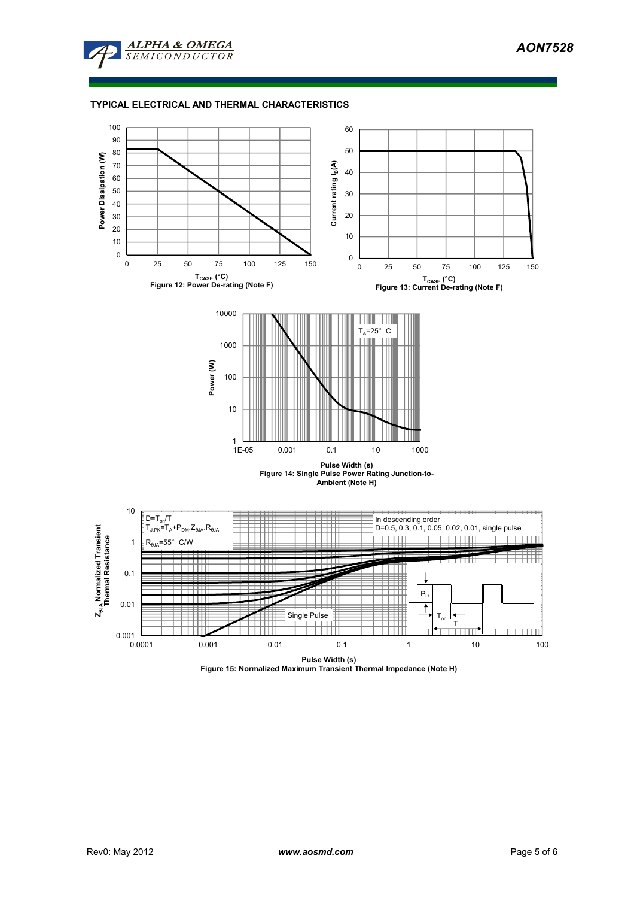## TYPICAL ELECTRICAL AND THERMAL CHARACTERISTICS

Figure 12: Power De-rating (Note F)

Figure 13: Current De-rating (Note F)

Figure 14: Single Pulse Power Rating Junction-to-Ambient (Note H)

Figure 15: Normalized Maximum Transient Thermal Impedance (Note H)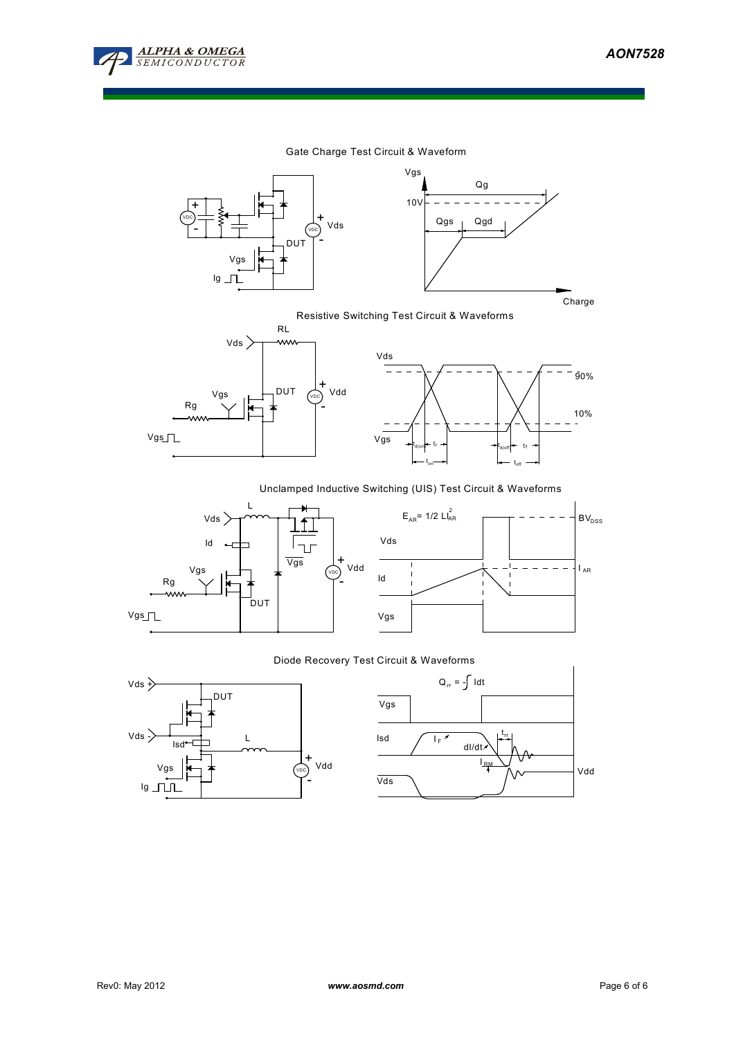## Gate Charge Test Circuit & Waveform

VDC
DUT
Vgs
Ig
Vds
+
-

Vgs
Qg
10V
Qgs
Qgd
Charge

## Resistive Switching Test Circuit & Waveforms

RL
Vds
Vgs
Rg
DUT
Vgs
Vdd
VDC
+
-

Vds
90%
10%
Vgs
$t_{d(on)}$
$t_r$
$t_{on}$
$t_{d(off)}$
$t_f$
$t_{off}$

## Unclamped Inductive Switching (UIS) Test Circuit & Waveforms

L
Vds
Id
Vgs
Rg
Vgs
DUT
Vgs
Vdd
VDC
+
-

$E_{AR} = 1/2\ LI_{AR}^2$
$BV_{DSS}$
Vds
Id
$I_{AR}$
Vgs

## Diode Recovery Test Circuit & Waveforms

Vds +
DUT
Vds -
Isd
L
Vgs
Ig
Vdd
VDC
+
-

$Q_{rr} = -\int Idt$
Vgs
Isd
$I_F$
dI/dt
$t_{rr}$
$I_{RM}$
Vds
Vdd